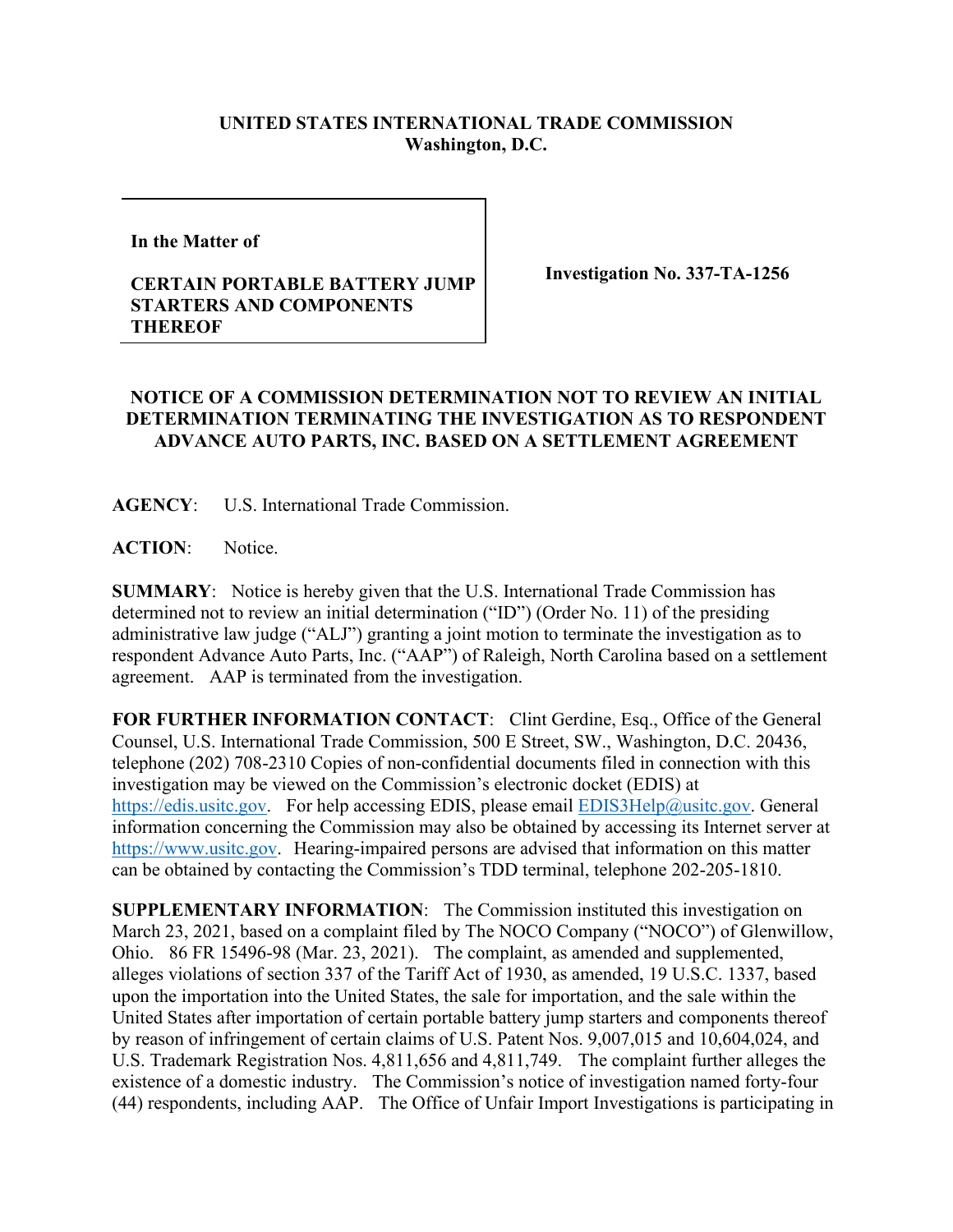**UNITED STATES INTERNATIONAL TRADE COMMISSION**
**Washington, D.C.**

| In the Matter of<br><br>**CERTAIN PORTABLE BATTERY JUMP STARTERS AND COMPONENTS THEREOF** | **Investigation No. 337-TA-1256** |
|---|---|

**NOTICE OF A COMMISSION DETERMINATION NOT TO REVIEW AN INITIAL DETERMINATION TERMINATING THE INVESTIGATION AS TO RESPONDENT ADVANCE AUTO PARTS, INC. BASED ON A SETTLEMENT AGREEMENT**

**AGENCY**: U.S. International Trade Commission.

**ACTION**: Notice.

**SUMMARY**: Notice is hereby given that the U.S. International Trade Commission has determined not to review an initial determination ("ID") (Order No. 11) of the presiding administrative law judge ("ALJ") granting a joint motion to terminate the investigation as to respondent Advance Auto Parts, Inc. ("AAP") of Raleigh, North Carolina based on a settlement agreement. AAP is terminated from the investigation.

**FOR FURTHER INFORMATION CONTACT**: Clint Gerdine, Esq., Office of the General Counsel, U.S. International Trade Commission, 500 E Street, SW., Washington, D.C. 20436, telephone (202) 708-2310 Copies of non-confidential documents filed in connection with this investigation may be viewed on the Commission's electronic docket (EDIS) at https://edis.usitc.gov. For help accessing EDIS, please email EDIS3Help@usitc.gov. General information concerning the Commission may also be obtained by accessing its Internet server at https://www.usitc.gov. Hearing-impaired persons are advised that information on this matter can be obtained by contacting the Commission's TDD terminal, telephone 202-205-1810.

**SUPPLEMENTARY INFORMATION**: The Commission instituted this investigation on March 23, 2021, based on a complaint filed by The NOCO Company ("NOCO") of Glenwillow, Ohio. 86 FR 15496-98 (Mar. 23, 2021). The complaint, as amended and supplemented, alleges violations of section 337 of the Tariff Act of 1930, as amended, 19 U.S.C. 1337, based upon the importation into the United States, the sale for importation, and the sale within the United States after importation of certain portable battery jump starters and components thereof by reason of infringement of certain claims of U.S. Patent Nos. 9,007,015 and 10,604,024, and U.S. Trademark Registration Nos. 4,811,656 and 4,811,749. The complaint further alleges the existence of a domestic industry. The Commission's notice of investigation named forty-four (44) respondents, including AAP. The Office of Unfair Import Investigations is participating in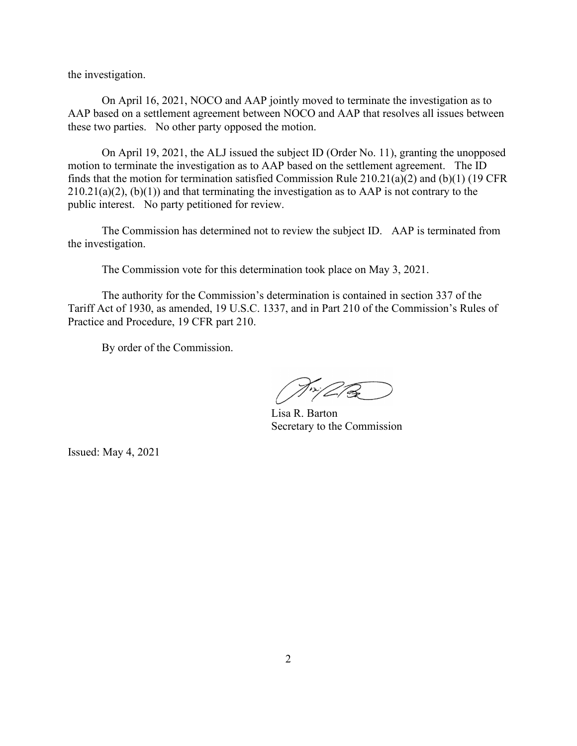the investigation.

On April 16, 2021, NOCO and AAP jointly moved to terminate the investigation as to AAP based on a settlement agreement between NOCO and AAP that resolves all issues between these two parties. No other party opposed the motion.

On April 19, 2021, the ALJ issued the subject ID (Order No. 11), granting the unopposed motion to terminate the investigation as to AAP based on the settlement agreement. The ID finds that the motion for termination satisfied Commission Rule 210.21(a)(2) and (b)(1) (19 CFR 210.21(a)(2), (b)(1)) and that terminating the investigation as to AAP is not contrary to the public interest. No party petitioned for review.

The Commission has determined not to review the subject ID. AAP is terminated from the investigation.

The Commission vote for this determination took place on May 3, 2021.

The authority for the Commission's determination is contained in section 337 of the Tariff Act of 1930, as amended, 19 U.S.C. 1337, and in Part 210 of the Commission's Rules of Practice and Procedure, 19 CFR part 210.

By order of the Commission.

Lisa R. Barton
Secretary to the Commission

Issued: May 4, 2021